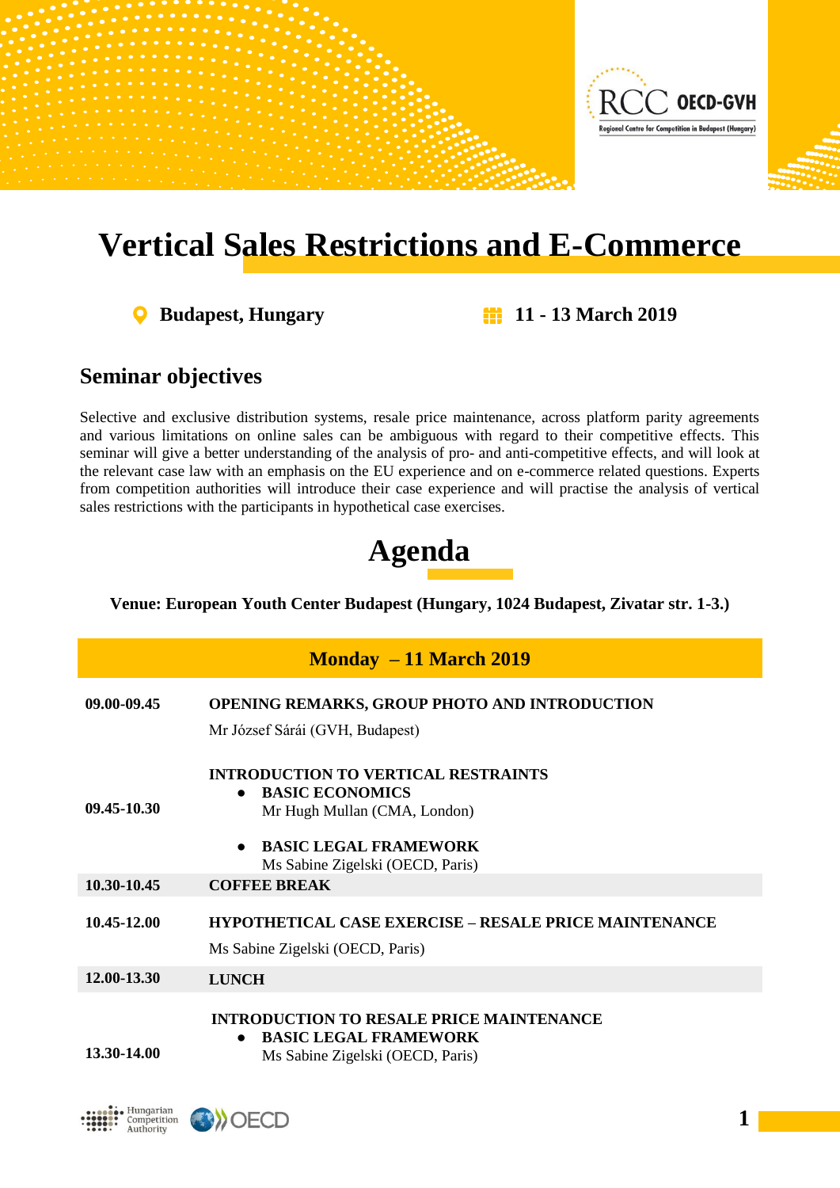# Vertical Sales Restrictions and E-Commerce

**Budapest, Hungary** | **11 - 13 March 2019**

## Seminar objectives

Selective and exclusive distribution systems, resale price maintenance, across platform parity agreements and various limitations on online sales can be ambiguous with regard to their competitive effects. This seminar will give a better understanding of the analysis of pro- and anti-competitive effects, and will look at the relevant case law with an emphasis on the EU experience and on e-commerce related questions. Experts from competition authorities will introduce their case experience and will practise the analysis of vertical sales restrictions with the participants in hypothetical case exercises.

# Agenda

**Venue: European Youth Center Budapest (Hungary, 1024 Budapest, Zivatar str. 1-3.)**

| Monday – 11 March 2019 | |
|---|---|
| **09.00-09.45** | **OPENING REMARKS, GROUP PHOTO AND INTRODUCTION**<br>Mr József Sárái (GVH, Budapest) |
| **09.45-10.30** | **INTRODUCTION TO VERTICAL RESTRAINTS**<br>• **BASIC ECONOMICS**<br>Mr Hugh Mullan (CMA, London)<br>• **BASIC LEGAL FRAMEWORK**<br>Ms Sabine Zigelski (OECD, Paris) |
| **10.30-10.45** | **COFFEE BREAK** |
| **10.45-12.00** | **HYPOTHETICAL CASE EXERCISE – RESALE PRICE MAINTENANCE**<br>Ms Sabine Zigelski (OECD, Paris) |
| **12.00-13.30** | **LUNCH** |
| **13.30-14.00** | **INTRODUCTION TO RESALE PRICE MAINTENANCE**<br>• **BASIC LEGAL FRAMEWORK**<br>Ms Sabine Zigelski (OECD, Paris) |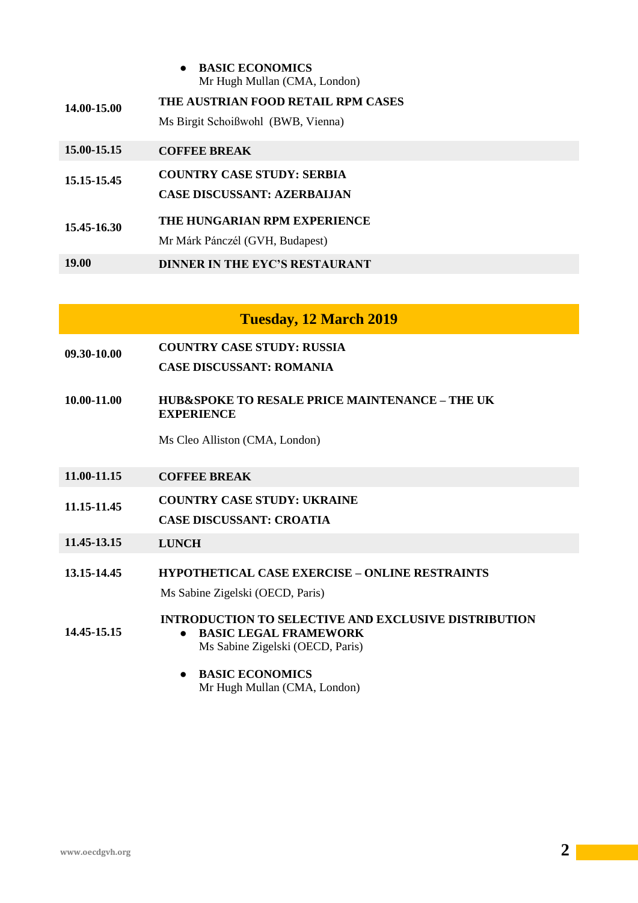- **BASIC ECONOMICS**
  Mr Hugh Mullan (CMA, London)

| | |
|---|---|
| **14.00-15.00** | **THE AUSTRIAN FOOD RETAIL RPM CASES**<br>Ms Birgit Schoißwohl (BWB, Vienna) |
| **15.00-15.15** | **COFFEE BREAK** |
| **15.15-15.45** | **COUNTRY CASE STUDY: SERBIA**<br>**CASE DISCUSSANT: AZERBAIJAN** |
| **15.45-16.30** | **THE HUNGARIAN RPM EXPERIENCE**<br>Mr Márk Pánczél (GVH, Budapest) |
| **19.00** | **DINNER IN THE EYC'S RESTAURANT** |

## Tuesday, 12 March 2019

| | |
|---|---|
| **09.30-10.00** | **COUNTRY CASE STUDY: RUSSIA**<br>**CASE DISCUSSANT: ROMANIA** |
| **10.00-11.00** | **HUB&SPOKE TO RESALE PRICE MAINTENANCE – THE UK EXPERIENCE**<br>Ms Cleo Alliston (CMA, London) |
| **11.00-11.15** | **COFFEE BREAK** |
| **11.15-11.45** | **COUNTRY CASE STUDY: UKRAINE**<br>**CASE DISCUSSANT: CROATIA** |
| **11.45-13.15** | **LUNCH** |
| **13.15-14.45** | **HYPOTHETICAL CASE EXERCISE – ONLINE RESTRAINTS**<br>Ms Sabine Zigelski (OECD, Paris) |
| **14.45-15.15** | **INTRODUCTION TO SELECTIVE AND EXCLUSIVE DISTRIBUTION**<br>• **BASIC LEGAL FRAMEWORK**<br>Ms Sabine Zigelski (OECD, Paris)<br>• **BASIC ECONOMICS**<br>Mr Hugh Mullan (CMA, London) |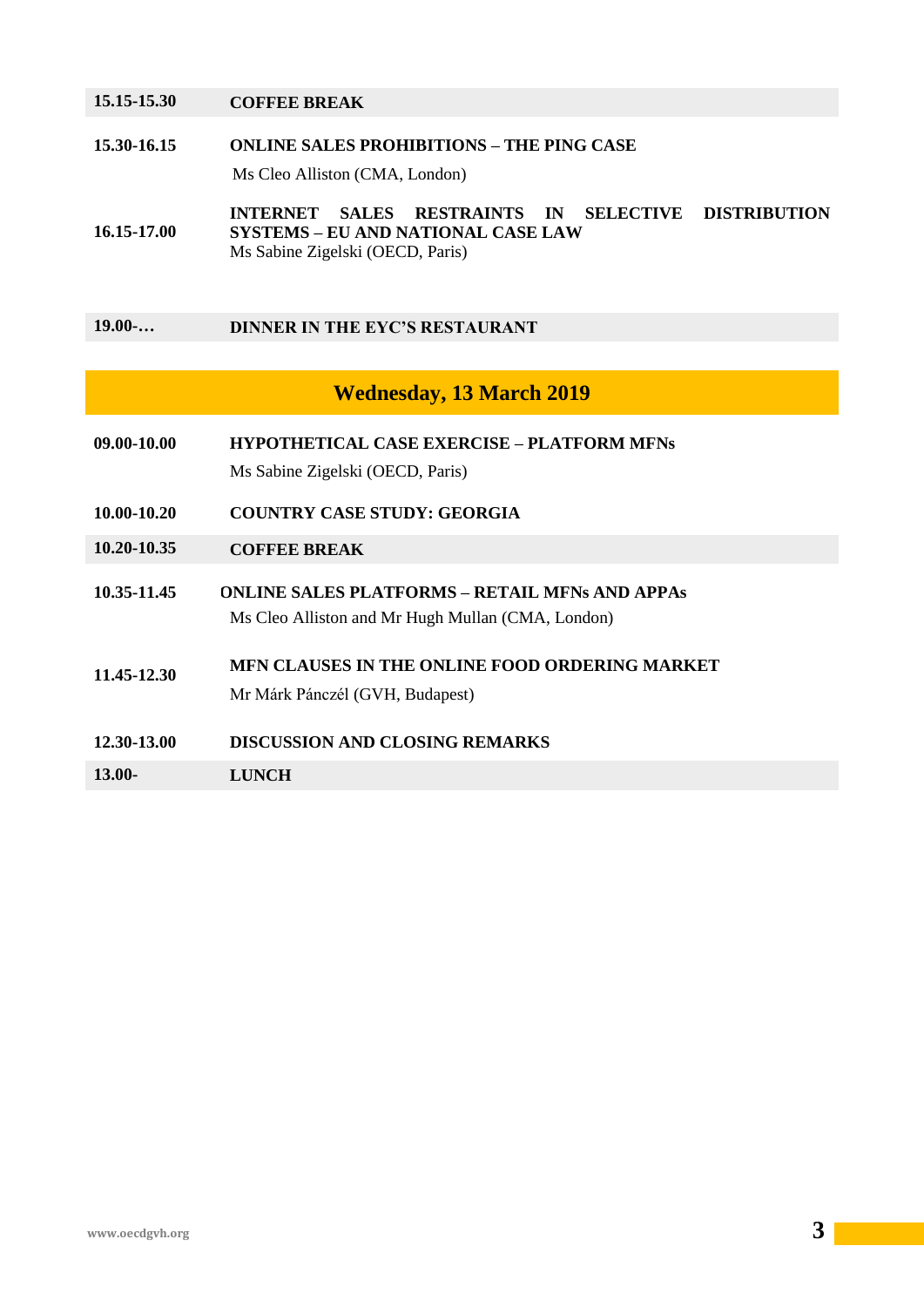| | |
|---|---|
| **15.15-15.30** | **COFFEE BREAK** |
| **15.30-16.15** | **ONLINE SALES PROHIBITIONS – THE PING CASE**<br>Ms Cleo Alliston (CMA, London) |
| **16.15-17.00** | **INTERNET SALES RESTRAINTS IN SELECTIVE DISTRIBUTION SYSTEMS – EU AND NATIONAL CASE LAW**<br>Ms Sabine Zigelski (OECD, Paris) |
| **19.00-…** | **DINNER IN THE EYC'S RESTAURANT** |

## Wednesday, 13 March 2019

| | |
|---|---|
| **09.00-10.00** | **HYPOTHETICAL CASE EXERCISE – PLATFORM MFNs**<br>Ms Sabine Zigelski (OECD, Paris) |
| **10.00-10.20** | **COUNTRY CASE STUDY: GEORGIA** |
| **10.20-10.35** | **COFFEE BREAK** |
| **10.35-11.45** | **ONLINE SALES PLATFORMS – RETAIL MFNs AND APPAs**<br>Ms Cleo Alliston and Mr Hugh Mullan (CMA, London) |
| **11.45-12.30** | **MFN CLAUSES IN THE ONLINE FOOD ORDERING MARKET**<br>Mr Márk Pánczél (GVH, Budapest) |
| **12.30-13.00** | **DISCUSSION AND CLOSING REMARKS** |
| **13.00-** | **LUNCH** |